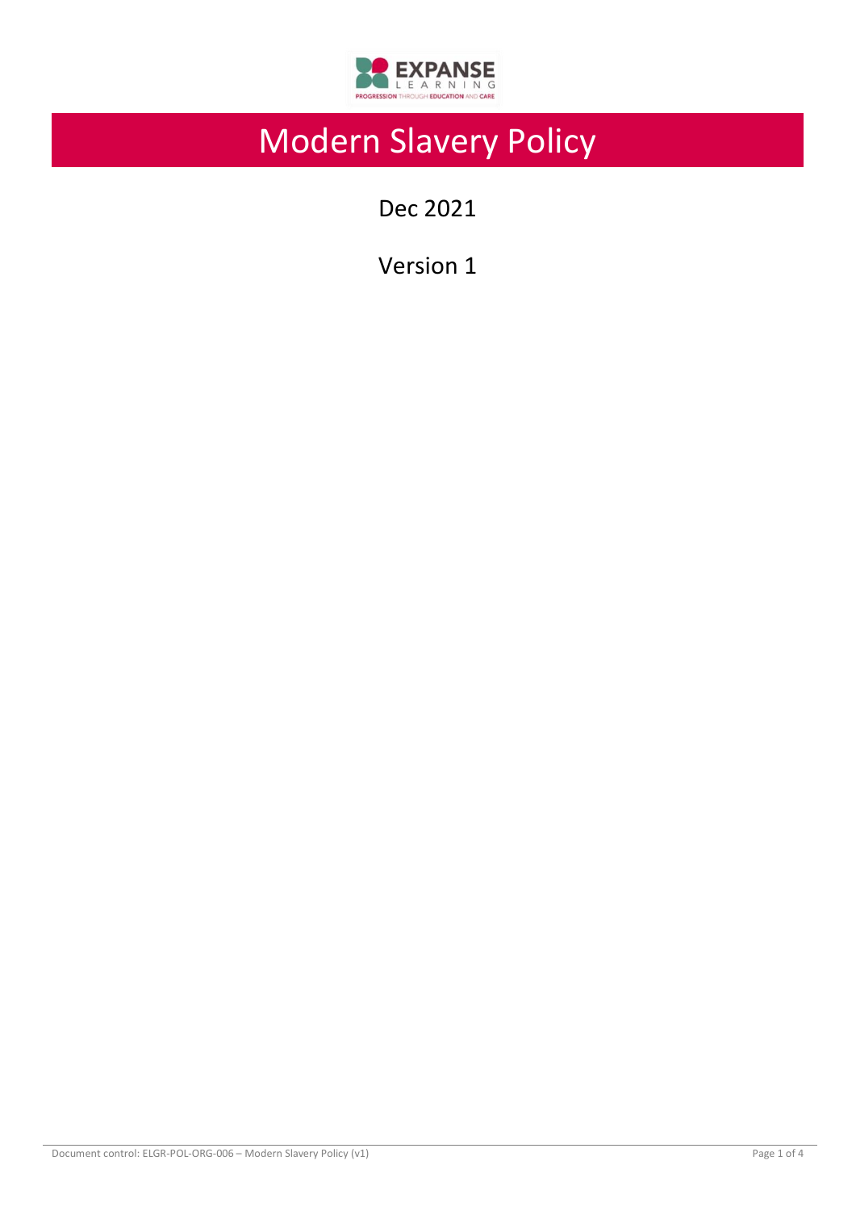# Modern Slavery Policy

Dec 2021

Version 1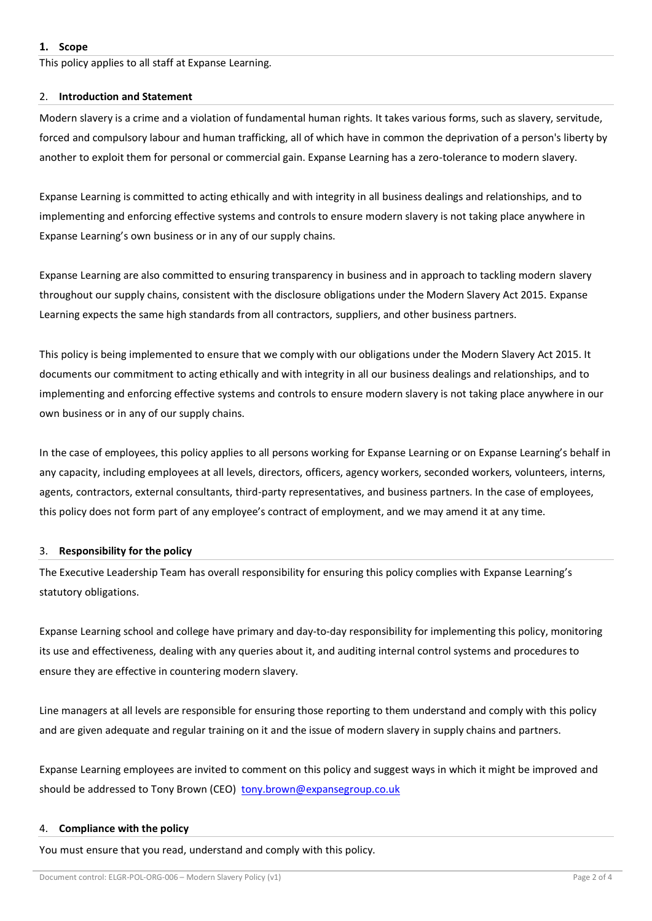## 1. Scope

This policy applies to all staff at Expanse Learning.

## 2. Introduction and Statement

Modern slavery is a crime and a violation of fundamental human rights. It takes various forms, such as slavery, servitude, forced and compulsory labour and human trafficking, all of which have in common the deprivation of a person's liberty by another to exploit them for personal or commercial gain. Expanse Learning has a zero-tolerance to modern slavery.

Expanse Learning is committed to acting ethically and with integrity in all business dealings and relationships, and to implementing and enforcing effective systems and controls to ensure modern slavery is not taking place anywhere in Expanse Learning's own business or in any of our supply chains.

Expanse Learning are also committed to ensuring transparency in business and in approach to tackling modern slavery throughout our supply chains, consistent with the disclosure obligations under the Modern Slavery Act 2015. Expanse Learning expects the same high standards from all contractors, suppliers, and other business partners.

This policy is being implemented to ensure that we comply with our obligations under the Modern Slavery Act 2015. It documents our commitment to acting ethically and with integrity in all our business dealings and relationships, and to implementing and enforcing effective systems and controls to ensure modern slavery is not taking place anywhere in our own business or in any of our supply chains.

In the case of employees, this policy applies to all persons working for Expanse Learning or on Expanse Learning's behalf in any capacity, including employees at all levels, directors, officers, agency workers, seconded workers, volunteers, interns, agents, contractors, external consultants, third-party representatives, and business partners. In the case of employees, this policy does not form part of any employee's contract of employment, and we may amend it at any time.

## 3. Responsibility for the policy

The Executive Leadership Team has overall responsibility for ensuring this policy complies with Expanse Learning's statutory obligations.

Expanse Learning school and college have primary and day-to-day responsibility for implementing this policy, monitoring its use and effectiveness, dealing with any queries about it, and auditing internal control systems and procedures to ensure they are effective in countering modern slavery.

Line managers at all levels are responsible for ensuring those reporting to them understand and comply with this policy and are given adequate and regular training on it and the issue of modern slavery in supply chains and partners.

Expanse Learning employees are invited to comment on this policy and suggest ways in which it might be improved and should be addressed to Tony Brown (CEO) tony.brown@expansegroup.co.uk

## 4. Compliance with the policy

You must ensure that you read, understand and comply with this policy.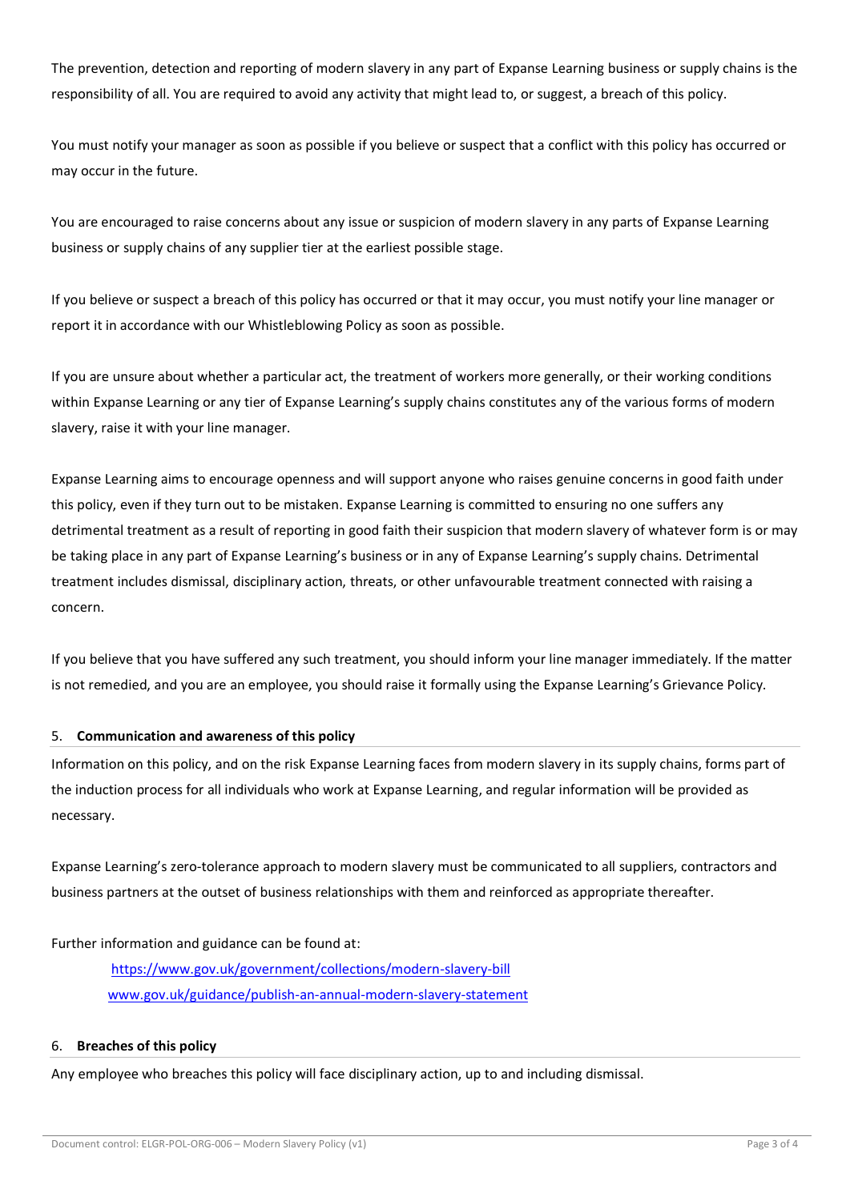The prevention, detection and reporting of modern slavery in any part of Expanse Learning business or supply chains is the responsibility of all. You are required to avoid any activity that might lead to, or suggest, a breach of this policy.

You must notify your manager as soon as possible if you believe or suspect that a conflict with this policy has occurred or may occur in the future.

You are encouraged to raise concerns about any issue or suspicion of modern slavery in any parts of Expanse Learning business or supply chains of any supplier tier at the earliest possible stage.

If you believe or suspect a breach of this policy has occurred or that it may occur, you must notify your line manager or report it in accordance with our Whistleblowing Policy as soon as possible.

If you are unsure about whether a particular act, the treatment of workers more generally, or their working conditions within Expanse Learning or any tier of Expanse Learning's supply chains constitutes any of the various forms of modern slavery, raise it with your line manager.

Expanse Learning aims to encourage openness and will support anyone who raises genuine concerns in good faith under this policy, even if they turn out to be mistaken. Expanse Learning is committed to ensuring no one suffers any detrimental treatment as a result of reporting in good faith their suspicion that modern slavery of whatever form is or may be taking place in any part of Expanse Learning's business or in any of Expanse Learning's supply chains. Detrimental treatment includes dismissal, disciplinary action, threats, or other unfavourable treatment connected with raising a concern.

If you believe that you have suffered any such treatment, you should inform your line manager immediately. If the matter is not remedied, and you are an employee, you should raise it formally using the Expanse Learning's Grievance Policy.

## 5. **Communication and awareness of this policy**

Information on this policy, and on the risk Expanse Learning faces from modern slavery in its supply chains, forms part of the induction process for all individuals who work at Expanse Learning, and regular information will be provided as necessary.

Expanse Learning's zero-tolerance approach to modern slavery must be communicated to all suppliers, contractors and business partners at the outset of business relationships with them and reinforced as appropriate thereafter.

Further information and guidance can be found at:

[https://www.gov.uk/government/collections/modern-slavery-bill](https://www.gov.uk/government/collections/modern-slavery-bill)
[www.gov.uk/guidance/publish-an-annual-modern-slavery-statement](www.gov.uk/guidance/publish-an-annual-modern-slavery-statement)

## 6. **Breaches of this policy**

Any employee who breaches this policy will face disciplinary action, up to and including dismissal.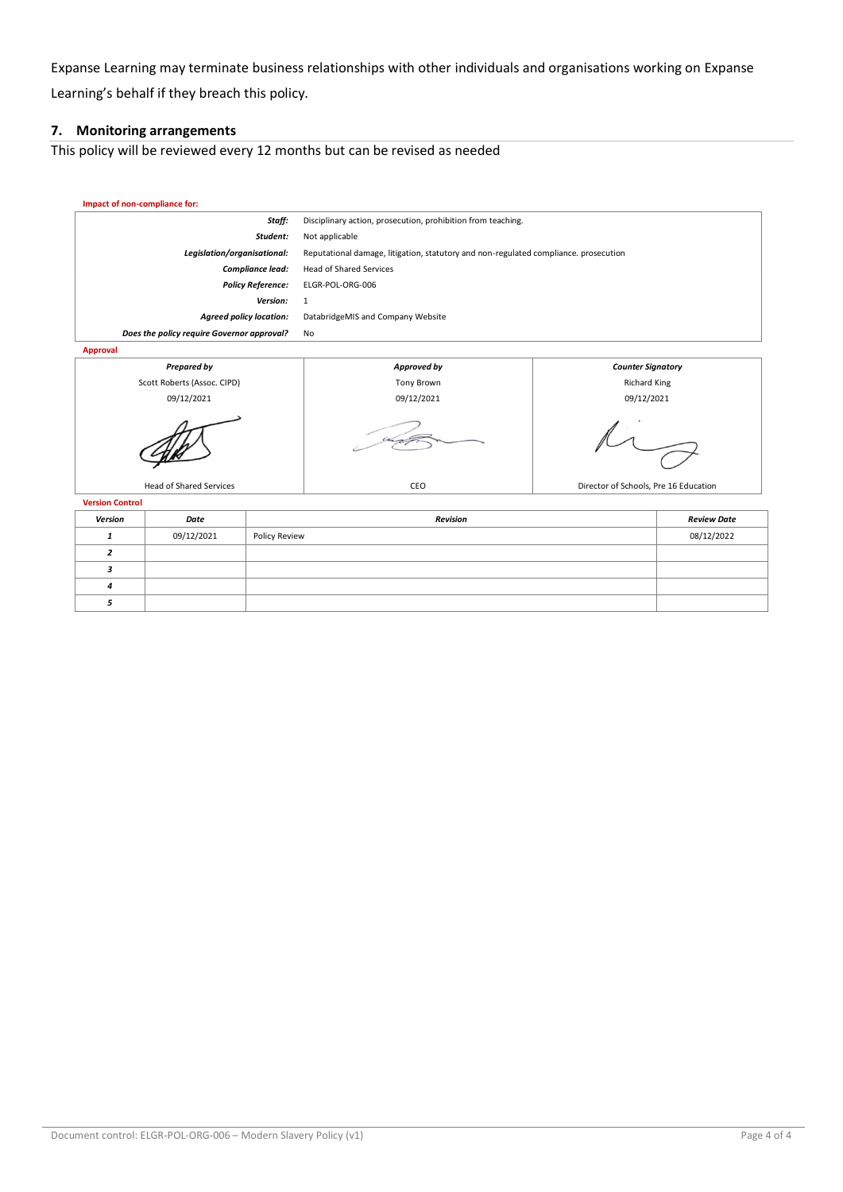Expanse Learning may terminate business relationships with other individuals and organisations working on Expanse Learning's behalf if they breach this policy.

## 7. Monitoring arrangements

This policy will be reviewed every 12 months but can be revised as needed

**Impact of non-compliance for:**

| | |
|---|---|
| ***Staff:*** | Disciplinary action, prosecution, prohibition from teaching. |
| ***Student:*** | Not applicable |
| ***Legislation/organisational:*** | Reputational damage, litigation, statutory and non-regulated compliance. prosecution |
| ***Compliance lead:*** | Head of Shared Services |
| ***Policy Reference:*** | ELGR-POL-ORG-006 |
| ***Version:*** | 1 |
| ***Agreed policy location:*** | DatabridgeMIS and Company Website |
| ***Does the policy require Governor approval?*** | No |

**Approval**

| ***Prepared by*** | ***Approved by*** | ***Counter Signatory*** |
|---|---|---|
| Scott Roberts (Assoc. CIPD) | Tony Brown | Richard King |
| 09/12/2021 | 09/12/2021 | 09/12/2021 |
| Head of Shared Services | CEO | Director of Schools, Pre 16 Education |

**Version Control**

| *Version* | *Date* | *Revision* | *Review Date* |
|---|---|---|---|
| *1* | 09/12/2021 | Policy Review | 08/12/2022 |
| *2* | | | |
| *3* | | | |
| *4* | | | |
| *5* | | | |